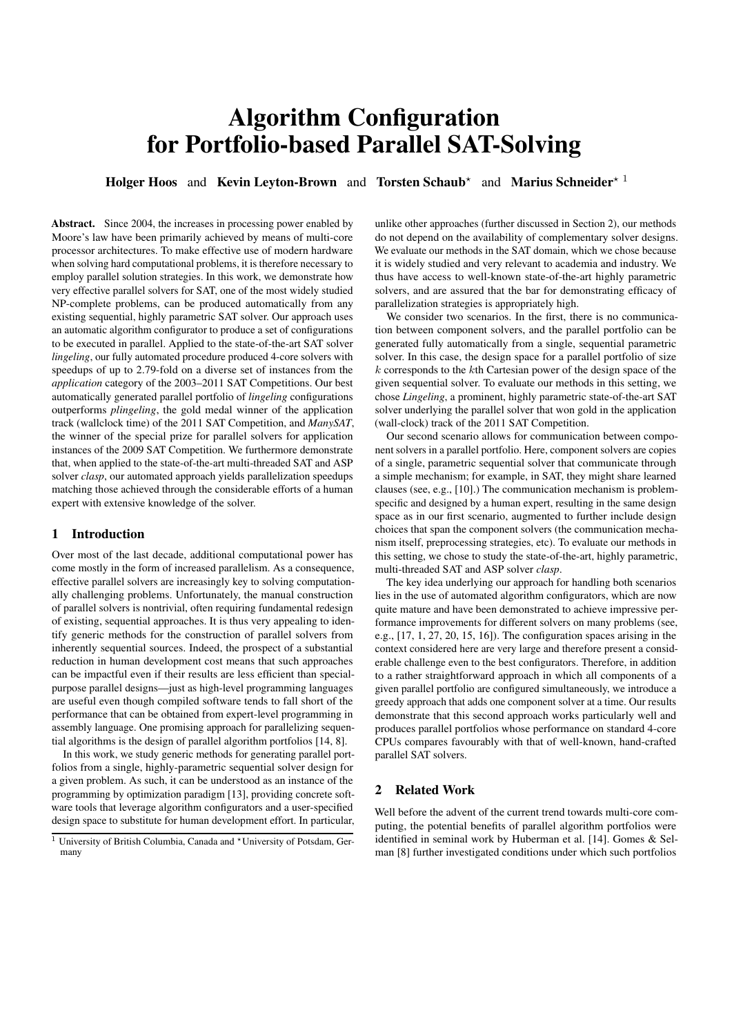# Algorithm Configuration for Portfolio-based Parallel SAT-Solving

**Holger Hoos** and **Kevin Leyton-Brown** and **Torsten Schaub**⋆ and **Marius Schneider**⋆ [1]

**Abstract.** Since 2004, the increases in processing power enabled by Moore's law have been primarily achieved by means of multi-core processor architectures. To make effective use of modern hardware when solving hard computational problems, it is therefore necessary to employ parallel solution strategies. In this work, we demonstrate how very effective parallel solvers for SAT, one of the most widely studied NP-complete problems, can be produced automatically from any existing sequential, highly parametric SAT solver. Our approach uses an automatic algorithm configurator to produce a set of configurations to be executed in parallel. Applied to the state-of-the-art SAT solver *lingeling*, our fully automated procedure produced 4-core solvers with speedups of up to 2.79-fold on a diverse set of instances from the *application* category of the 2003–2011 SAT Competitions. Our best automatically generated parallel portfolio of *lingeling* configurations outperforms *plingeling*, the gold medal winner of the application track (wallclock time) of the 2011 SAT Competition, and *ManySAT*, the winner of the special prize for parallel solvers for application instances of the 2009 SAT Competition. We furthermore demonstrate that, when applied to the state-of-the-art multi-threaded SAT and ASP solver *clasp*, our automated approach yields parallelization speedups matching those achieved through the considerable efforts of a human expert with extensive knowledge of the solver.

## 1 Introduction

Over most of the last decade, additional computational power has come mostly in the form of increased parallelism. As a consequence, effective parallel solvers are increasingly key to solving computationally challenging problems. Unfortunately, the manual construction of parallel solvers is nontrivial, often requiring fundamental redesign of existing, sequential approaches. It is thus very appealing to identify generic methods for the construction of parallel solvers from inherently sequential sources. Indeed, the prospect of a substantial reduction in human development cost means that such approaches can be impactful even if their results are less efficient than special-purpose parallel designs—just as high-level programming languages are useful even though compiled software tends to fall short of the performance that can be obtained from expert-level programming in assembly language. One promising approach for parallelizing sequential algorithms is the design of parallel algorithm portfolios [14, 8].

In this work, we study generic methods for generating parallel portfolios from a single, highly-parametric sequential solver design for a given problem. As such, it can be understood as an instance of the programming by optimization paradigm [13], providing concrete software tools that leverage algorithm configurators and a user-specified design space to substitute for human development effort. In particular, unlike other approaches (further discussed in Section 2), our methods do not depend on the availability of complementary solver designs. We evaluate our methods in the SAT domain, which we chose because it is widely studied and very relevant to academia and industry. We thus have access to well-known state-of-the-art highly parametric solvers, and are assured that the bar for demonstrating efficacy of parallelization strategies is appropriately high.

We consider two scenarios. In the first, there is no communication between component solvers, and the parallel portfolio can be generated fully automatically from a single, sequential parametric solver. In this case, the design space for a parallel portfolio of size $k$ corresponds to the $k$th Cartesian power of the design space of the given sequential solver. To evaluate our methods in this setting, we chose *Lingeling*, a prominent, highly parametric state-of-the-art SAT solver underlying the parallel solver that won gold in the application (wall-clock) track of the 2011 SAT Competition.

Our second scenario allows for communication between component solvers in a parallel portfolio. Here, component solvers are copies of a single, parametric sequential solver that communicate through a simple mechanism; for example, in SAT, they might share learned clauses (see, e.g., [10].) The communication mechanism is problem-specific and designed by a human expert, resulting in the same design space as in our first scenario, augmented to further include design choices that span the component solvers (the communication mechanism itself, preprocessing strategies, etc). To evaluate our methods in this setting, we chose to study the state-of-the-art, highly parametric, multi-threaded SAT and ASP solver *clasp*.

The key idea underlying our approach for handling both scenarios lies in the use of automated algorithm configurators, which are now quite mature and have been demonstrated to achieve impressive performance improvements for different solvers on many problems (see, e.g., [17, 1, 27, 20, 15, 16]). The configuration spaces arising in the context considered here are very large and therefore present a considerable challenge even to the best configurators. Therefore, in addition to a rather straightforward approach in which all components of a given parallel portfolio are configured simultaneously, we introduce a greedy approach that adds one component solver at a time. Our results demonstrate that this second approach works particularly well and produces parallel portfolios whose performance on standard 4-core CPUs compares favourably with that of well-known, hand-crafted parallel SAT solvers.

## 2 Related Work

Well before the advent of the current trend towards multi-core computing, the potential benefits of parallel algorithm portfolios were identified in seminal work by Huberman et al. [14]. Gomes & Selman [8] further investigated conditions under which such portfolios

[1] University of British Columbia, Canada and ⋆University of Potsdam, Germany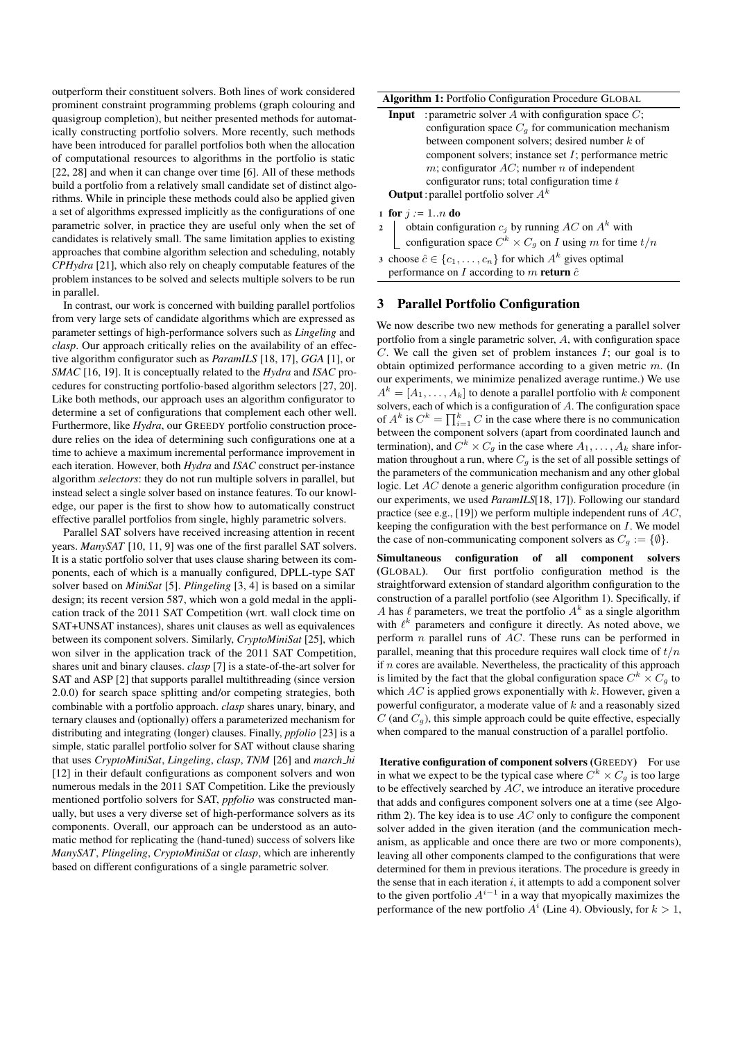outperform their constituent solvers. Both lines of work considered prominent constraint programming problems (graph colouring and quasigroup completion), but neither presented methods for automatically constructing portfolio solvers. More recently, such methods have been introduced for parallel portfolios both when the allocation of computational resources to algorithms in the portfolio is static [22, 28] and when it can change over time [6]. All of these methods build a portfolio from a relatively small candidate set of distinct algorithms. While in principle these methods could also be applied given a set of algorithms expressed implicitly as the configurations of one parametric solver, in practice they are useful only when the set of candidates is relatively small. The same limitation applies to existing approaches that combine algorithm selection and scheduling, notably *CPHydra* [21], which also rely on cheaply computable features of the problem instances to be solved and selects multiple solvers to be run in parallel.

In contrast, our work is concerned with building parallel portfolios from very large sets of candidate algorithms which are expressed as parameter settings of high-performance solvers such as *Lingeling* and *clasp*. Our approach critically relies on the availability of an effective algorithm configurator such as *ParamILS* [18, 17], *GGA* [1], or *SMAC* [16, 19]. It is conceptually related to the *Hydra* and *ISAC* procedures for constructing portfolio-based algorithm selectors [27, 20]. Like both methods, our approach uses an algorithm configurator to determine a set of configurations that complement each other well. Furthermore, like *Hydra*, our GREEDY portfolio construction procedure relies on the idea of determining such configurations one at a time to achieve a maximum incremental performance improvement in each iteration. However, both *Hydra* and *ISAC* construct per-instance algorithm *selectors*: they do not run multiple solvers in parallel, but instead select a single solver based on instance features. To our knowledge, our paper is the first to show how to automatically construct effective parallel portfolios from single, highly parametric solvers.

Parallel SAT solvers have received increasing attention in recent years. *ManySAT* [10, 11, 9] was one of the first parallel SAT solvers. It is a static portfolio solver that uses clause sharing between its components, each of which is a manually configured, DPLL-type SAT solver based on *MiniSat* [5]. *Plingeling* [3, 4] is based on a similar design; its recent version 587, which won a gold medal in the application track of the 2011 SAT Competition (wrt. wall clock time on SAT+UNSAT instances), shares unit clauses as well as equivalences between its component solvers. Similarly, *CryptoMiniSat* [25], which won silver in the application track of the 2011 SAT Competition, shares unit and binary clauses. *clasp* [7] is a state-of-the-art solver for SAT and ASP [2] that supports parallel multithreading (since version 2.0.0) for search space splitting and/or competing strategies, both combinable with a portfolio approach. *clasp* shares unary, binary, and ternary clauses and (optionally) offers a parameterized mechanism for distributing and integrating (longer) clauses. Finally, *ppfolio* [23] is a simple, static parallel portfolio solver for SAT without clause sharing that uses *CryptoMiniSat*, *Lingeling*, *clasp*, *TNM* [26] and *march_hi* [12] in their default configurations as component solvers and won numerous medals in the 2011 SAT Competition. Like the previously mentioned portfolio solvers for SAT, *ppfolio* was constructed manually, but uses a very diverse set of high-performance solvers as its components. Overall, our approach can be understood as an automatic method for replicating the (hand-tuned) success of solvers like *ManySAT*, *Plingeling*, *CryptoMiniSat* or *clasp*, which are inherently based on different configurations of a single parametric solver.

**Algorithm 1:** Portfolio Configuration Procedure GLOBAL

**Input** : parametric solver $A$ with configuration space $C$; configuration space $C_g$ for communication mechanism between component solvers; desired number $k$ of component solvers; instance set $I$; performance metric $m$; configurator $AC$; number $n$ of independent configurator runs; total configuration time $t$

**Output** : parallel portfolio solver $A^k$

```
1 for j := 1..n do
2     obtain configuration c_j by running AC on A^k with
      configuration space C^k × C_g on I using m for time t/n
3 choose ĉ ∈ {c_1, ..., c_n} for which A^k gives optimal
  performance on I according to m return ĉ
```

## 3 Parallel Portfolio Configuration

We now describe two new methods for generating a parallel solver portfolio from a single parametric solver, $A$, with configuration space $C$. We call the given set of problem instances $I$; our goal is to obtain optimized performance according to a given metric $m$. (In our experiments, we minimize penalized average runtime.) We use $A^k = [A_1, \ldots, A_k]$ to denote a parallel portfolio with $k$ component solvers, each of which is a configuration of $A$. The configuration space of $A^k$ is $C^k = \prod_{i=1}^{k} C$ in the case where there is no communication between the component solvers (apart from coordinated launch and termination), and $C^k \times C_g$ in the case where $A_1, \ldots, A_k$ share information throughout a run, where $C_g$ is the set of all possible settings of the parameters of the communication mechanism and any other global logic. Let $AC$ denote a generic algorithm configuration procedure (in our experiments, we used *ParamILS*[18, 17]). Following our standard practice (see e.g., [19]) we perform multiple independent runs of $AC$, keeping the configuration with the best performance on $I$. We model the case of non-communicating component solvers as $C_g := \{\emptyset\}$.

**Simultaneous configuration of all component solvers (GLOBAL).** Our first portfolio configuration method is the straightforward extension of standard algorithm configuration to the construction of a parallel portfolio (see Algorithm 1). Specifically, if $A$ has $\ell$ parameters, we treat the portfolio $A^k$ as a single algorithm with $\ell^k$ parameters and configure it directly. As noted above, we perform $n$ parallel runs of $AC$. These runs can be performed in parallel, meaning that this procedure requires wall clock time of $t/n$ if $n$ cores are available. Nevertheless, the practicality of this approach is limited by the fact that the global configuration space $C^k \times C_g$ to which $AC$ is applied grows exponentially with $k$. However, given a powerful configurator, a moderate value of $k$ and a reasonably sized $C$ (and $C_g$), this simple approach could be quite effective, especially when compared to the manual construction of a parallel portfolio.

**Iterative configuration of component solvers (GREEDY)** For use in what we expect to be the typical case where $C^k \times C_g$ is too large to be effectively searched by $AC$, we introduce an iterative procedure that adds and configures component solvers one at a time (see Algorithm 2). The key idea is to use $AC$ only to configure the component solver added in the given iteration (and the communication mechanism, as applicable and once there are two or more components), leaving all other components clamped to the configurations that were determined for them in previous iterations. The procedure is greedy in the sense that in each iteration $i$, it attempts to add a component solver to the given portfolio $A^{i-1}$ in a way that myopically maximizes the performance of the new portfolio $A^i$ (Line 4). Obviously, for $k > 1$,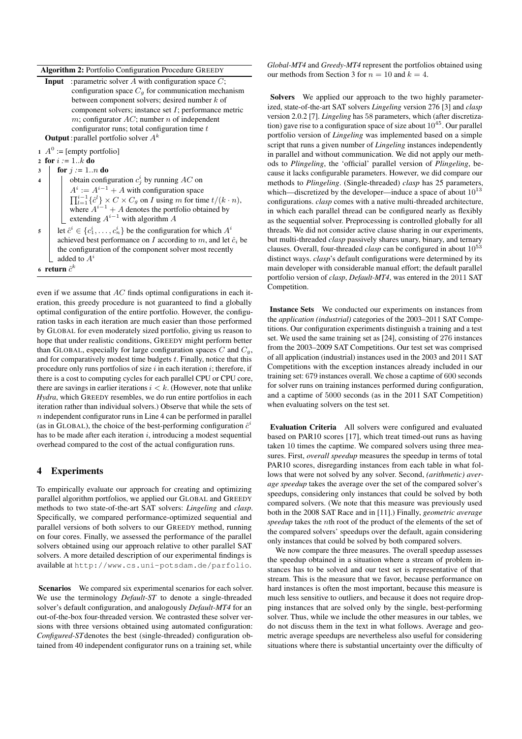**Algorithm 2:** Portfolio Configuration Procedure GREEDY

**Input** : parametric solver $A$ with configuration space $C$; configuration space $C_g$ for communication mechanism between component solvers; desired number $k$ of component solvers; instance set $I$; performance metric $m$; configurator $AC$; number $n$ of independent configurator runs; total configuration time $t$

**Output** : parallel portfolio solver $A^k$

```
1  A^0 := [empty portfolio]
2  for i := 1..k do
3      for j := 1..n do
4          obtain configuration c_j^i by running AC on
           A^i := A^{i-1} + A with configuration space
           ∏_{l=1}^{i-1} {ĉ^l} × C × C_g on I using m for time t/(k·n),
           where A^{i-1} + A denotes the portfolio obtained by
           extending A^{i-1} with algorithm A
5      let ĉ^i ∈ {c_1^i, ..., c_n^i} be the configuration for which A^i
       achieved best performance on I according to m, and let ĉ_i be
       the configuration of the component solver most recently
       added to A^i
6  return ĉ^k
```

even if we assume that $AC$ finds optimal configurations in each iteration, this greedy procedure is not guaranteed to find a globally optimal configuration of the entire portfolio. However, the configuration tasks in each iteration are much easier than those performed by GLOBAL for even moderately sized portfolio, giving us reason to hope that under realistic conditions, GREEDY might perform better than GLOBAL, especially for large configuration spaces $C$ and $C_g$, and for comparatively modest time budgets $t$. Finally, notice that this procedure only runs portfolios of size $i$ in each iteration $i$; therefore, if there is a cost to computing cycles for each parallel CPU or CPU core, there are savings in earlier iterations $i < k$. (However, note that unlike *Hydra*, which GREEDY resembles, we do run entire portfolios in each iteration rather than individual solvers.) Observe that while the sets of $n$ independent configurator runs in Line 4 can be performed in parallel (as in GLOBAL), the choice of the best-performing configuration $\hat{c}^i$ has to be made after each iteration $i$, introducing a modest sequential overhead compared to the cost of the actual configuration runs.

## 4 Experiments

To empirically evaluate our approach for creating and optimizing parallel algorithm portfolios, we applied our GLOBAL and GREEDY methods to two state-of-the-art SAT solvers: *Lingeling* and *clasp*. Specifically, we compared performance-optimized sequential and parallel versions of both solvers to our GREEDY method, running on four cores. Finally, we assessed the performance of the parallel solvers obtained using our approach relative to other parallel SAT solvers. A more detailed description of our experimental findings is available at http://www.cs.uni-potsdam.de/parfolio.

**Scenarios** We compared six experimental scenarios for each solver. We use the terminology *Default-ST* to denote a single-threaded solver's default configuration, and analogously *Default-MT4* for an out-of-the-box four-threaded version. We contrasted these solver versions with three versions obtained using automated configuration: *Configured-ST* denotes the best (single-threaded) configuration obtained from 40 independent configurator runs on a training set, while *Global-MT4* and *Greedy-MT4* represent the portfolios obtained using our methods from Section 3 for $n = 10$ and $k = 4$.

**Solvers** We applied our approach to the two highly parameterized, state-of-the-art SAT solvers *Lingeling* version 276 [3] and *clasp* version 2.0.2 [7]. *Lingeling* has 58 parameters, which (after discretization) gave rise to a configuration space of size about $10^{45}$. Our parallel portfolio version of *Lingeling* was implemented based on a simple script that runs a given number of *Lingeling* instances independently in parallel and without communication. We did not apply our methods to *Plingeling*, the 'official' parallel version of *Plingeling*, because it lacks configurable parameters. However, we did compare our methods to *Plingeling*. (Single-threaded) *clasp* has 25 parameters, which—discretized by the developer—induce a space of about $10^{13}$ configurations. *clasp* comes with a native multi-threaded architecture, in which each parallel thread can be configured nearly as flexibly as the sequential solver. Preprocessing is controlled globally for all threads. We did not consider active clause sharing in our experiments, but multi-threaded *clasp* passively shares unary, binary, and ternary clauses. Overall, four-threaded *clasp* can be configured in about $10^{53}$ distinct ways. *clasp*'s default configurations were determined by its main developer with considerable manual effort; the default parallel portfolio version of *clasp*, *Default-MT4*, was entered in the 2011 SAT Competition.

**Instance Sets** We conducted our experiments on instances from the *application (industrial)* categories of the 2003–2011 SAT Competitions. Our configuration experiments distinguish a training and a test set. We used the same training set as [24], consisting of 276 instances from the 2003–2009 SAT Competitions. Our test set was comprised of all application (industrial) instances used in the 2003 and 2011 SAT Competitions with the exception instances already included in our training set: 679 instances overall. We chose a captime of 600 seconds for solver runs on training instances performed during configuration, and a captime of 5000 seconds (as in the 2011 SAT Competition) when evaluating solvers on the test set.

**Evaluation Criteria** All solvers were configured and evaluated based on PAR10 scores [17], which treat timed-out runs as having taken 10 times the captime. We compared solvers using three measures. First, *overall speedup* measures the speedup in terms of total PAR10 scores, disregarding instances from each table in what follows that were not solved by any solver. Second, *(arithmetic) average speedup* takes the average over the set of the compared solver's speedups, considering only instances that could be solved by both compared solvers. (We note that this measure was previously used both in the 2008 SAT Race and in [11].) Finally, *geometric average speedup* takes the $n$th root of the product of the elements of the set of the compared solvers' speedups over the default, again considering only instances that could be solved by both compared solvers.

We now compare the three measures. The overall speedup assesses the speedup obtained in a situation where a stream of problem instances has to be solved and our test set is representative of that stream. This is the measure that we favor, because performance on hard instances is often the most important, because this measure is much less sensitive to outliers, and because it does not require dropping instances that are solved only by the single, best-performing solver. Thus, while we include the other measures in our tables, we do not discuss them in the text in what follows. Average and geometric average speedups are nevertheless also useful for considering situations where there is substantial uncertainty over the difficulty of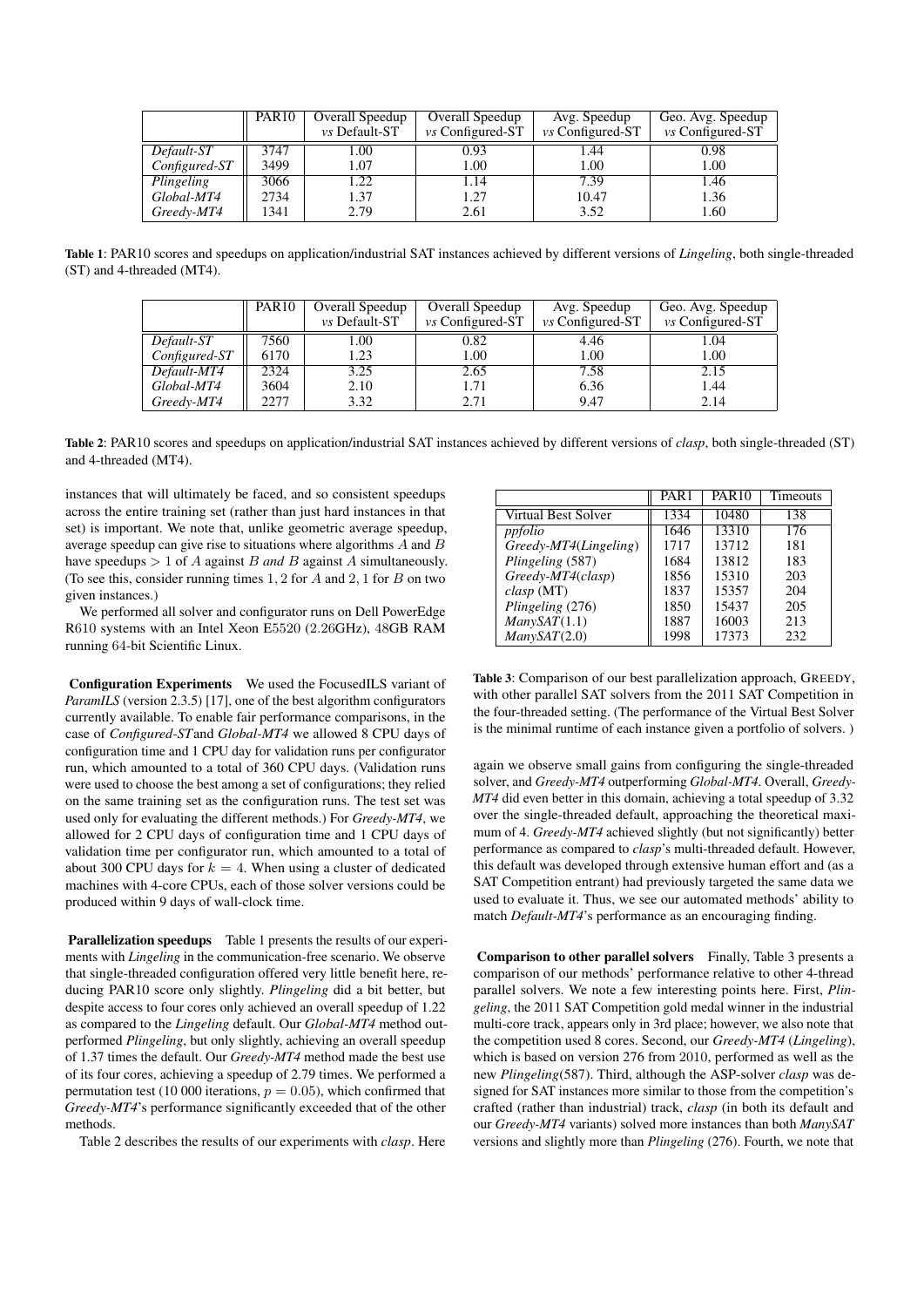| | PAR10 | Overall Speedup *vs* Default-ST | Overall Speedup *vs* Configured-ST | Avg. Speedup *vs* Configured-ST | Geo. Avg. Speedup *vs* Configured-ST |
|---|---|---|---|---|---|
| *Default-ST* | 3747 | 1.00 | 0.93 | 1.44 | 0.98 |
| *Configured-ST* | 3499 | 1.07 | 1.00 | 1.00 | 1.00 |
| *Plingeling* | 3066 | 1.22 | 1.14 | 7.39 | 1.46 |
| *Global-MT4* | 2734 | 1.37 | 1.27 | 10.47 | 1.36 |
| *Greedy-MT4* | 1341 | 2.79 | 2.61 | 3.52 | 1.60 |

**Table 1**: PAR10 scores and speedups on application/industrial SAT instances achieved by different versions of *Lingeling*, both single-threaded (ST) and 4-threaded (MT4).

| | PAR10 | Overall Speedup *vs* Default-ST | Overall Speedup *vs* Configured-ST | Avg. Speedup *vs* Configured-ST | Geo. Avg. Speedup *vs* Configured-ST |
|---|---|---|---|---|---|
| *Default-ST* | 7560 | 1.00 | 0.82 | 4.46 | 1.04 |
| *Configured-ST* | 6170 | 1.23 | 1.00 | 1.00 | 1.00 |
| *Default-MT4* | 2324 | 3.25 | 2.65 | 7.58 | 2.15 |
| *Global-MT4* | 3604 | 2.10 | 1.71 | 6.36 | 1.44 |
| *Greedy-MT4* | 2277 | 3.32 | 2.71 | 9.47 | 2.14 |

**Table 2**: PAR10 scores and speedups on application/industrial SAT instances achieved by different versions of *clasp*, both single-threaded (ST) and 4-threaded (MT4).

instances that will ultimately be faced, and so consistent speedups across the entire training set (rather than just hard instances in that set) is important. We note that, unlike geometric average speedup, average speedup can give rise to situations where algorithms $A$ and $B$ have speedups $> 1$ of $A$ against $B$ *and* $B$ against $A$ simultaneously. (To see this, consider running times $1, 2$ for $A$ and $2, 1$ for $B$ on two given instances.)

We performed all solver and configurator runs on Dell PowerEdge R610 systems with an Intel Xeon E5520 (2.26GHz), 48GB RAM running 64-bit Scientific Linux.

**Configuration Experiments** We used the FocusedILS variant of *ParamILS* (version 2.3.5) [17], one of the best algorithm configurators currently available. To enable fair performance comparisons, in the case of *Configured-ST* and *Global-MT4* we allowed 8 CPU days of configuration time and 1 CPU day for validation runs per configurator run, which amounted to a total of 360 CPU days. (Validation runs were used to choose the best among a set of configurations; they relied on the same training set as the configuration runs. The test set was used only for evaluating the different methods.) For *Greedy-MT4*, we allowed for 2 CPU days of configuration time and 1 CPU days of validation time per configurator run, which amounted to a total of about 300 CPU days for $k = 4$. When using a cluster of dedicated machines with 4-core CPUs, each of those solver versions could be produced within 9 days of wall-clock time.

**Parallelization speedups** Table 1 presents the results of our experiments with *Lingeling* in the communication-free scenario. We observe that single-threaded configuration offered very little benefit here, reducing PAR10 score only slightly. *Plingeling* did a bit better, but despite access to four cores only achieved an overall speedup of 1.22 as compared to the *Lingeling* default. Our *Global-MT4* method outperformed *Plingeling*, but only slightly, achieving an overall speedup of 1.37 times the default. Our *Greedy-MT4* method made the best use of its four cores, achieving a speedup of 2.79 times. We performed a permutation test (10 000 iterations, $p = 0.05$), which confirmed that *Greedy-MT4*'s performance significantly exceeded that of the other methods.

Table 2 describes the results of our experiments with *clasp*. Here again we observe small gains from configuring the single-threaded solver, and *Greedy-MT4* outperforming *Global-MT4*. Overall, *Greedy-MT4* did even better in this domain, achieving a total speedup of 3.32 over the single-threaded default, approaching the theoretical maximum of 4. *Greedy-MT4* achieved slightly (but not significantly) better performance as compared to *clasp*'s multi-threaded default. However, this default was developed through extensive human effort and (as a SAT Competition entrant) had previously targeted the same data we used to evaluate it. Thus, we see our automated methods' ability to match *Default-MT4*'s performance as an encouraging finding.

| | PAR1 | PAR10 | Timeouts |
|---|---|---|---|
| Virtual Best Solver | 1334 | 10480 | 138 |
| *ppfolio* | 1646 | 13310 | 176 |
| *Greedy-MT4(Lingeling)* | 1717 | 13712 | 181 |
| *Plingeling* (587) | 1684 | 13812 | 183 |
| *Greedy-MT4(clasp)* | 1856 | 15310 | 203 |
| *clasp* (MT) | 1837 | 15357 | 204 |
| *Plingeling* (276) | 1850 | 15437 | 205 |
| *ManySAT*(1.1) | 1887 | 16003 | 213 |
| *ManySAT*(2.0) | 1998 | 17373 | 232 |

**Table 3**: Comparison of our best parallelization approach, GREEDY, with other parallel SAT solvers from the 2011 SAT Competition in the four-threaded setting. (The performance of the Virtual Best Solver is the minimal runtime of each instance given a portfolio of solvers. )

**Comparison to other parallel solvers** Finally, Table 3 presents a comparison of our methods' performance relative to other 4-thread parallel solvers. We note a few interesting points here. First, *Plingeling*, the 2011 SAT Competition gold medal winner in the industrial multi-core track, appears only in 3rd place; however, we also note that the competition used 8 cores. Second, our *Greedy-MT4* (*Lingeling*), which is based on version 276 from 2010, performed as well as the new *Plingeling*(587). Third, although the ASP-solver *clasp* was designed for SAT instances more similar to those from the competition's crafted (rather than industrial) track, *clasp* (in both its default and our *Greedy-MT4* variants) solved more instances than both *ManySAT* versions and slightly more than *Plingeling* (276). Fourth, we note that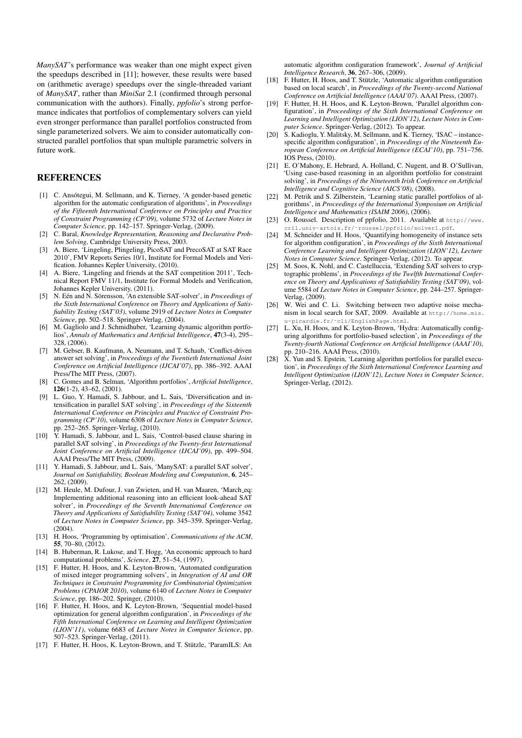*ManySAT*'s performance was weaker than one might expect given the speedups described in [11]; however, these results were based on (arithmetic average) speedups over the single-threaded variant of *ManySAT*, rather than *MiniSat* 2.1 (confirmed through personal communication with the authors). Finally, *ppfolio*'s strong performance indicates that portfolios of complementary solvers can yield even stronger performance than parallel portfolios constructed from single parameterized solvers. We aim to consider automatically constructed parallel portfolios that span multiple parametric solvers in future work.

## REFERENCES

[1] C. Ansótegui, M. Sellmann, and K. Tierney, 'A gender-based genetic algorithm for the automatic configuration of algorithms', in *Proceedings of the Fifteenth International Conference on Principles and Practice of Constraint Programming (CP'09)*, volume 5732 of *Lecture Notes in Computer Science*, pp. 142–157. Springer-Verlag, (2009).

[2] C. Baral, *Knowledge Representation, Reasoning and Declarative Problem Solving*, Cambridge University Press, 2003.

[3] A. Biere, 'Lingeling, Plingeling, PicoSAT and PrecoSAT at SAT Race 2010', FMV Reports Series 10/1, Institute for Formal Models and Verification. Johannes Kepler University, (2010).

[4] A. Biere, 'Lingeling and friends at the SAT competition 2011', Technical Report FMV 11/1, Institute for Formal Models and Verification, Johannes Kepler University, (2011).

[5] N. Eén and N. Sörensson, 'An extensible SAT-solver', in *Proceedings of the Sixth International Conference on Theory and Applications of Satisfiability Testing (SAT'03)*, volume 2919 of *Lecture Notes in Computer Science*, pp. 502–518. Springer-Verlag, (2004).

[6] M. Gagliolo and J. Schmidhuber, 'Learning dynamic algorithm portfolios', *Annals of Mathematics and Artificial Intelligence*, **47**(3-4), 295–328, (2006).

[7] M. Gebser, B. Kaufmann, A. Neumann, and T. Schaub, 'Conflict-driven answer set solving', in *Proceedings of the Twentieth International Joint Conference on Artificial Intelligence (IJCAI'07)*, pp. 386–392. AAAI Press/The MIT Press, (2007).

[8] C. Gomes and B. Selman, 'Algorithm portfolios', *Artificial Intelligence*, **126**(1-2), 43–62, (2001).

[9] L. Guo, Y. Hamadi, S. Jabbour, and L. Sais, 'Diversification and intensification in parallel SAT solving', in *Proceedings of the Sixteenth International Conference on Principles and Practice of Constraint Programming (CP'10)*, volume 6308 of *Lecture Notes in Computer Science*, pp. 252–265. Springer-Verlag, (2010).

[10] Y. Hamadi, S. Jabbour, and L. Sais, 'Control-based clause sharing in parallel SAT solving', in *Proceedings of the Twenty-first International Joint Conference on Artificial Intelligence (IJCAI'09)*, pp. 499–504. AAAI Press/The MIT Press, (2009).

[11] Y. Hamadi, S. Jabbour, and L. Sais, 'ManySAT: a parallel SAT solver', *Journal on Satisfiability, Boolean Modeling and Computation*, **6**, 245–262, (2009).

[12] M. Heule, M. Dufour, J. van Zwieten, and H. van Maaren, 'March_eq: Implementing additional reasoning into an efficient look-ahead SAT solver', in *Proceedings of the Seventh International Conference on Theory and Applications of Satisfiability Testing (SAT'04)*, volume 3542 of *Lecture Notes in Computer Science*, pp. 345–359. Springer-Verlag, (2004).

[13] H. Hoos, 'Programming by optimisation', *Communications of the ACM*, **55**, 70–80, (2012).

[14] B. Huberman, R. Lukose, and T. Hogg, 'An economic approach to hard computational problems', *Science*, **27**, 51–54, (1997).

[15] F. Hutter, H. Hoos, and K. Leyton-Brown, 'Automated configuration of mixed integer programming solvers', in *Integration of AI and OR Techniques in Constraint Programming for Combinatorial Optimization Problems (CPAIOR 2010)*, volume 6140 of *Lecture Notes in Computer Science*, pp. 186–202. Springer, (2010).

[16] F. Hutter, H. Hoos, and K. Leyton-Brown, 'Sequential model-based optimization for general algorithm configuration', in *Proceedings of the Fifth International Conference on Learning and Intelligent Optimization (LION'11)*, volume 6683 of *Lecture Notes in Computer Science*, pp. 507–523. Springer-Verlag, (2011).

[17] F. Hutter, H. Hoos, K. Leyton-Brown, and T. Stützle, 'ParamILS: An automatic algorithm configuration framework', *Journal of Artificial Intelligence Research*, **36**, 267–306, (2009).

[18] F. Hutter, H. Hoos, and T. Stützle, 'Automatic algorithm configuration based on local search', in *Proceedings of the Twenty-second National Conference on Artificial Intelligence (AAAI'07)*. AAAI Press, (2007).

[19] F. Hutter, H. H. Hoos, and K. Leyton-Brown, 'Parallel algorithm configuration', in *Proceedings of the Sixth International Conference on Learning and Intelligent Optimization (LION'12)*, *Lecture Notes in Computer Science*. Springer-Verlag, (2012). To appear.

[20] S. Kadioglu, Y. Malitsky, M. Sellmann, and K. Tierney, 'ISAC – instance-specific algorithm configuration', in *Proceedings of the Nineteenth European Conference on Artificial Intelligence (ECAI'10)*, pp. 751–756. IOS Press, (2010).

[21] E. O'Mahony, E. Hebrard, A. Holland, C. Nugent, and B. O'Sullivan, 'Using case-based reasoning in an algorithm portfolio for constraint solving', in *Proceedings of the Nineteenth Irish Conference on Artificial Intelligence and Cognitive Science (AICS'08)*, (2008).

[22] M. Petrik and S. Zilberstein, 'Learning static parallel portfolios of algorithms', in *Proceedings of the International Symposium on Artificial Intelligence and Mathematics (ISAIM 2006)*, (2006).

[23] O. Roussel. Description of ppfolio, 2011. Available at http://www.cril.univ-artois.fr/~roussel/ppfolio/solver1.pdf.

[24] M. Schneider and H. Hoos, 'Quantifying homogeneity of instance sets for algorithm configuration', in *Proceedings of the Sixth International Conference Learning and Intelligent Optimization (LION'12)*, *Lecture Notes in Computer Science*. Springer-Verlag, (2012). To appear.

[25] M. Soos, K. Nohl, and C. Castelluccia, 'Extending SAT solvers to cryptographic problems', in *Proceedings of the Twelfth International Conference on Theory and Applications of Satisfiability Testing (SAT'09)*, volume 5584 of *Lecture Notes in Computer Science*, pp. 244–257. Springer-Verlag, (2009).

[26] W. Wei and C. Li. Switching between two adaptive noise mechanism in local search for SAT, 2009. Available at http://home.mis.u-picardie.fr/~cli/EnglishPage.html.

[27] L. Xu, H. Hoos, and K. Leyton-Brown, 'Hydra: Automatically configuring algorithms for portfolio-based selection', in *Proceedings of the Twenty-fourth National Conference on Artificial Intelligence (AAAI'10)*, pp. 210–216. AAAI Press, (2010).

[28] X. Yun and S. Epstein, 'Learning algorithm portfolios for parallel execution', in *Proceedings of the Sixth International Conference Learning and Intelligent Optimization (LION'12)*, *Lecture Notes in Computer Science*. Springer-Verlag, (2012).